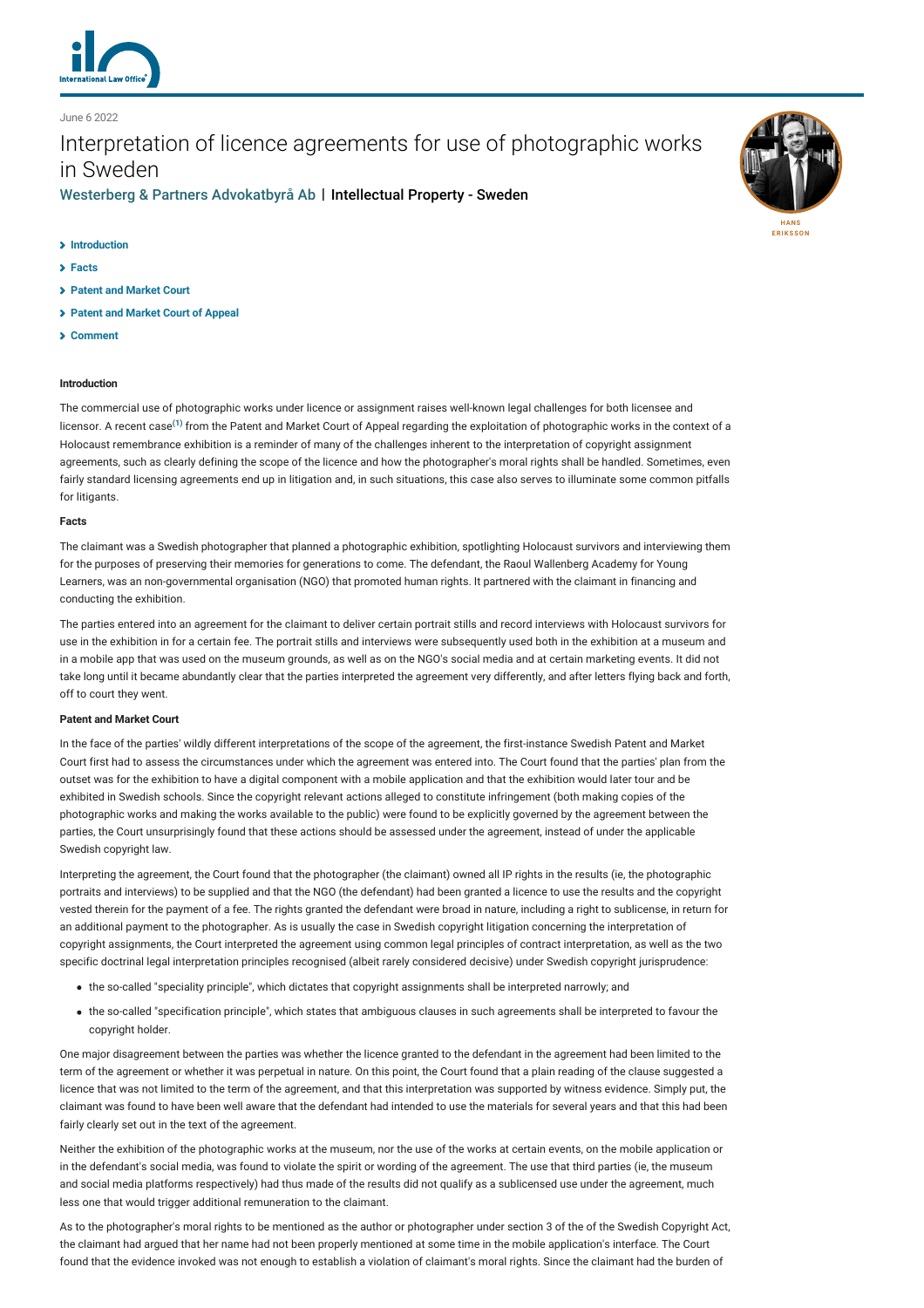June 6 2022

# Interpretation of licence agreements for use of photographic works in Sweden

Westerberg & Partners Advokatbyrå Ab | Intellectual Property - Sweden

HANS ERIKSSON

- Introduction
- Facts
- Patent and Market Court
- Patent and Market Court of Appeal
- Comment

## Introduction

The commercial use of photographic works under licence or assignment raises well-known legal challenges for both licensee and licensor. A recent case[(1)] from the Patent and Market Court of Appeal regarding the exploitation of photographic works in the context of a Holocaust remembrance exhibition is a reminder of many of the challenges inherent to the interpretation of copyright assignment agreements, such as clearly defining the scope of the licence and how the photographer's moral rights shall be handled. Sometimes, even fairly standard licensing agreements end up in litigation and, in such situations, this case also serves to illuminate some common pitfalls for litigants.

## Facts

The claimant was a Swedish photographer that planned a photographic exhibition, spotlighting Holocaust survivors and interviewing them for the purposes of preserving their memories for generations to come. The defendant, the Raoul Wallenberg Academy for Young Learners, was an non-governmental organisation (NGO) that promoted human rights. It partnered with the claimant in financing and conducting the exhibition.

The parties entered into an agreement for the claimant to deliver certain portrait stills and record interviews with Holocaust survivors for use in the exhibition in for a certain fee. The portrait stills and interviews were subsequently used both in the exhibition at a museum and in a mobile app that was used on the museum grounds, as well as on the NGO's social media and at certain marketing events. It did not take long until it became abundantly clear that the parties interpreted the agreement very differently, and after letters flying back and forth, off to court they went.

## Patent and Market Court

In the face of the parties' wildly different interpretations of the scope of the agreement, the first-instance Swedish Patent and Market Court first had to assess the circumstances under which the agreement was entered into. The Court found that the parties' plan from the outset was for the exhibition to have a digital component with a mobile application and that the exhibition would later tour and be exhibited in Swedish schools. Since the copyright relevant actions alleged to constitute infringement (both making copies of the photographic works and making the works available to the public) were found to be explicitly governed by the agreement between the parties, the Court unsurprisingly found that these actions should be assessed under the agreement, instead of under the applicable Swedish copyright law.

Interpreting the agreement, the Court found that the photographer (the claimant) owned all IP rights in the results (ie, the photographic portraits and interviews) to be supplied and that the NGO (the defendant) had been granted a licence to use the results and the copyright vested therein for the payment of a fee. The rights granted the defendant were broad in nature, including a right to sublicense, in return for an additional payment to the photographer. As is usually the case in Swedish copyright litigation concerning the interpretation of copyright assignments, the Court interpreted the agreement using common legal principles of contract interpretation, as well as the two specific doctrinal legal interpretation principles recognised (albeit rarely considered decisive) under Swedish copyright jurisprudence:

- the so-called "speciality principle", which dictates that copyright assignments shall be interpreted narrowly; and
- the so-called "specification principle", which states that ambiguous clauses in such agreements shall be interpreted to favour the copyright holder.

One major disagreement between the parties was whether the licence granted to the defendant in the agreement had been limited to the term of the agreement or whether it was perpetual in nature. On this point, the Court found that a plain reading of the clause suggested a licence that was not limited to the term of the agreement, and that this interpretation was supported by witness evidence. Simply put, the claimant was found to have been well aware that the defendant had intended to use the materials for several years and that this had been fairly clearly set out in the text of the agreement.

Neither the exhibition of the photographic works at the museum, nor the use of the works at certain events, on the mobile application or in the defendant's social media, was found to violate the spirit or wording of the agreement. The use that third parties (ie, the museum and social media platforms respectively) had thus made of the results did not qualify as a sublicensed use under the agreement, much less one that would trigger additional remuneration to the claimant.

As to the photographer's moral rights to be mentioned as the author or photographer under section 3 of the of the Swedish Copyright Act, the claimant had argued that her name had not been properly mentioned at some time in the mobile application's interface. The Court found that the evidence invoked was not enough to establish a violation of claimant's moral rights. Since the claimant had the burden of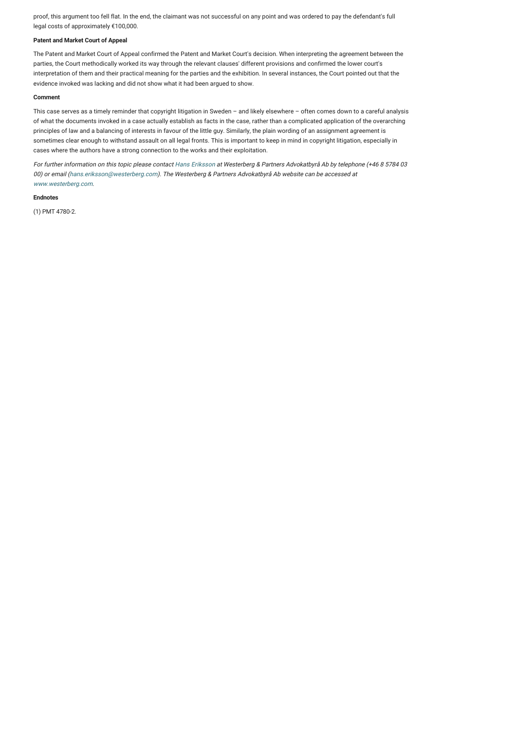proof, this argument too fell flat. In the end, the claimant was not successful on any point and was ordered to pay the defendant's full legal costs of approximately €100,000.

**Patent and Market Court of Appeal**

The Patent and Market Court of Appeal confirmed the Patent and Market Court's decision. When interpreting the agreement between the parties, the Court methodically worked its way through the relevant clauses' different provisions and confirmed the lower court's interpretation of them and their practical meaning for the parties and the exhibition. In several instances, the Court pointed out that the evidence invoked was lacking and did not show what it had been argued to show.

**Comment**

This case serves as a timely reminder that copyright litigation in Sweden – and likely elsewhere – often comes down to a careful analysis of what the documents invoked in a case actually establish as facts in the case, rather than a complicated application of the overarching principles of law and a balancing of interests in favour of the little guy. Similarly, the plain wording of an assignment agreement is sometimes clear enough to withstand assault on all legal fronts. This is important to keep in mind in copyright litigation, especially in cases where the authors have a strong connection to the works and their exploitation.

*For further information on this topic please contact Hans Eriksson at Westerberg & Partners Advokatbyrå Ab by telephone (+46 8 5784 03 00) or email (hans.eriksson@westerberg.com). The Westerberg & Partners Advokatbyrå Ab website can be accessed at www.westerberg.com.*

**Endnotes**

(1) PMT 4780-2.